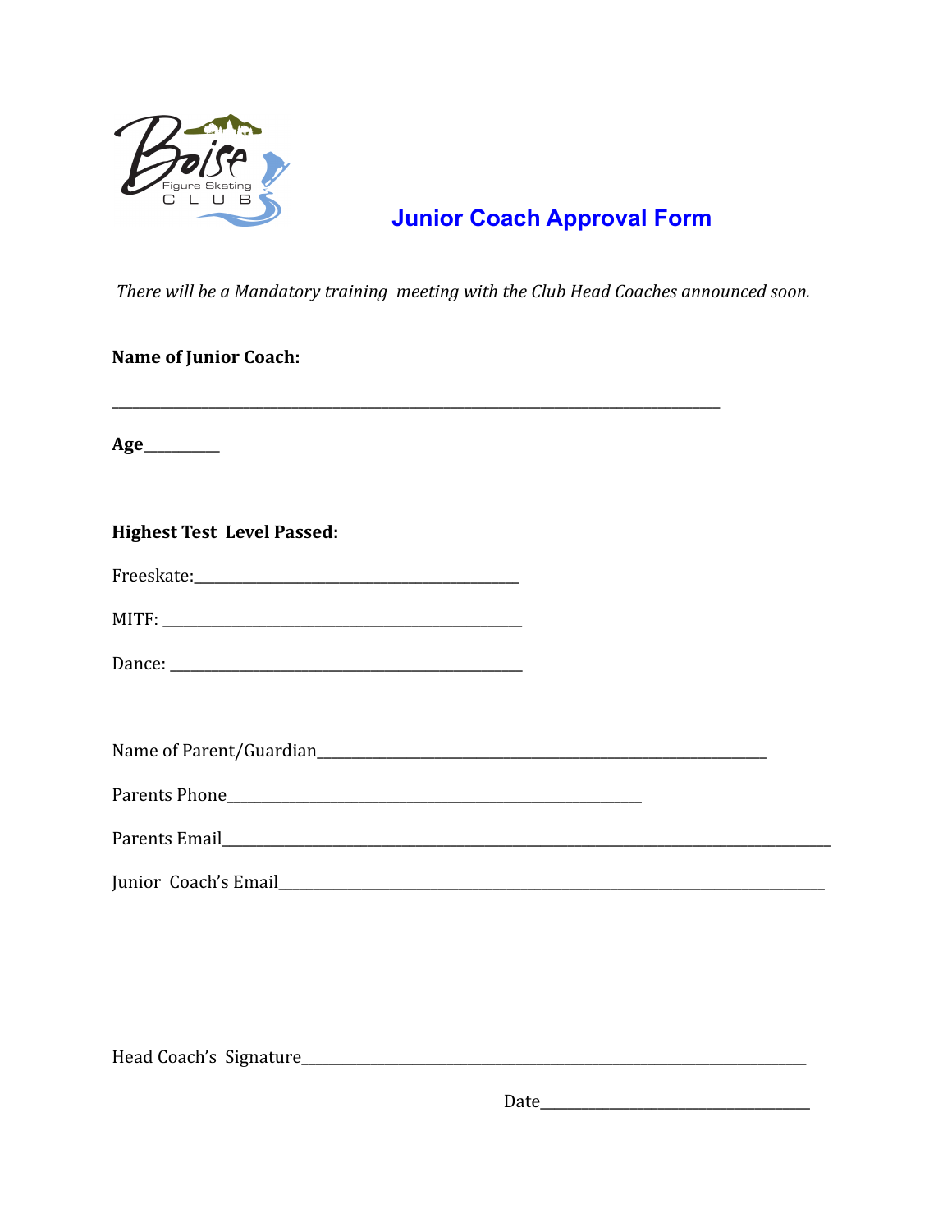# Junior Coach Approval Form

*There will be a Mandatory training meeting with the Club Head Coaches announced soon.*

**Name of Junior Coach:**

___________________________________________________________________________

**Age**__________

**Highest Test Level Passed:**

Freeskate:________________________________________

MITF: _____________________________________________

Dance: ____________________________________________

Name of Parent/Guardian________________________________________________________

Parents Phone____________________________________________________

Parents Email___________________________________________________________________________

Junior Coach's Email__________________________________________________________________

Head Coach's Signature_______________________________________________________________

Date_________________________________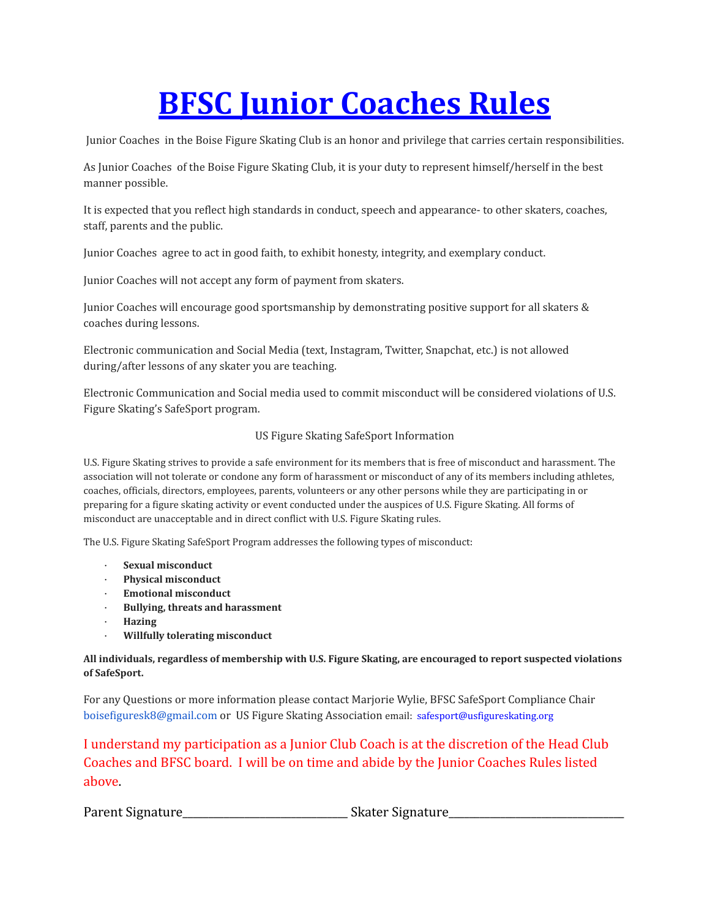# BFSC Junior Coaches Rules

Junior Coaches in the Boise Figure Skating Club is an honor and privilege that carries certain responsibilities.

As Junior Coaches of the Boise Figure Skating Club, it is your duty to represent himself/herself in the best manner possible.

It is expected that you reflect high standards in conduct, speech and appearance- to other skaters, coaches, staff, parents and the public.

Junior Coaches agree to act in good faith, to exhibit honesty, integrity, and exemplary conduct.

Junior Coaches will not accept any form of payment from skaters.

Junior Coaches will encourage good sportsmanship by demonstrating positive support for all skaters & coaches during lessons.

Electronic communication and Social Media (text, Instagram, Twitter, Snapchat, etc.) is not allowed during/after lessons of any skater you are teaching.

Electronic Communication and Social media used to commit misconduct will be considered violations of U.S. Figure Skating's SafeSport program.

US Figure Skating SafeSport Information

U.S. Figure Skating strives to provide a safe environment for its members that is free of misconduct and harassment. The association will not tolerate or condone any form of harassment or misconduct of any of its members including athletes, coaches, officials, directors, employees, parents, volunteers or any other persons while they are participating in or preparing for a figure skating activity or event conducted under the auspices of U.S. Figure Skating. All forms of misconduct are unacceptable and in direct conflict with U.S. Figure Skating rules.

The U.S. Figure Skating SafeSport Program addresses the following types of misconduct:

- **Sexual misconduct**
- **Physical misconduct**
- **Emotional misconduct**
- **Bullying, threats and harassment**
- **Hazing**
- **Willfully tolerating misconduct**

**All individuals, regardless of membership with U.S. Figure Skating, are encouraged to report suspected violations of SafeSport.**

For any Questions or more information please contact Marjorie Wylie, BFSC SafeSport Compliance Chair boisefiguresk8@gmail.com or US Figure Skating Association email: safesport@usfigureskating.org

I understand my participation as a Junior Club Coach is at the discretion of the Head Club Coaches and BFSC board. I will be on time and abide by the Junior Coaches Rules listed above.

Parent Signature\_\_\_\_\_\_\_\_\_\_\_\_\_\_\_\_\_\_\_\_\_\_\_\_\_\_\_\_ Skater Signature\_\_\_\_\_\_\_\_\_\_\_\_\_\_\_\_\_\_\_\_\_\_\_\_\_\_\_\_